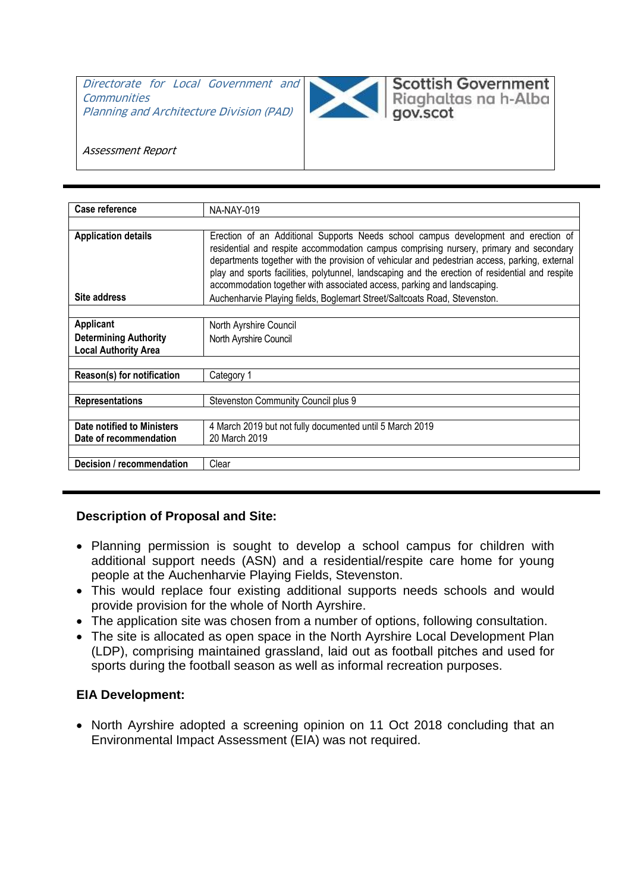*Directorate for Local Government and Communities*
*Planning and Architecture Division (PAD)*

*Assessment Report*

Scottish Government
Riaghaltas na h-Alba
gov.scot

| | |
|---|---|
| **Case reference** | NA-NAY-019 |
| | |
| **Application details** | Erection of an Additional Supports Needs school campus development and erection of residential and respite accommodation campus comprising nursery, primary and secondary departments together with the provision of vehicular and pedestrian access, parking, external play and sports facilities, polytunnel, landscaping and the erection of residential and respite accommodation together with associated access, parking and landscaping. |
| **Site address** | Auchenharvie Playing fields, Boglemart Street/Saltcoats Road, Stevenston. |
| | |
| **Applicant** | North Ayrshire Council |
| **Determining Authority** | North Ayrshire Council |
| **Local Authority Area** | |
| | |
| **Reason(s) for notification** | Category 1 |
| | |
| **Representations** | Stevenston Community Council plus 9 |
| | |
| **Date notified to Ministers** | 4 March 2019 but not fully documented until 5 March 2019 |
| **Date of recommendation** | 20 March 2019 |
| | |
| **Decision / recommendation** | Clear |

## Description of Proposal and Site:

- Planning permission is sought to develop a school campus for children with additional support needs (ASN) and a residential/respite care home for young people at the Auchenharvie Playing Fields, Stevenston.
- This would replace four existing additional supports needs schools and would provide provision for the whole of North Ayrshire.
- The application site was chosen from a number of options, following consultation.
- The site is allocated as open space in the North Ayrshire Local Development Plan (LDP), comprising maintained grassland, laid out as football pitches and used for sports during the football season as well as informal recreation purposes.

## EIA Development:

- North Ayrshire adopted a screening opinion on 11 Oct 2018 concluding that an Environmental Impact Assessment (EIA) was not required.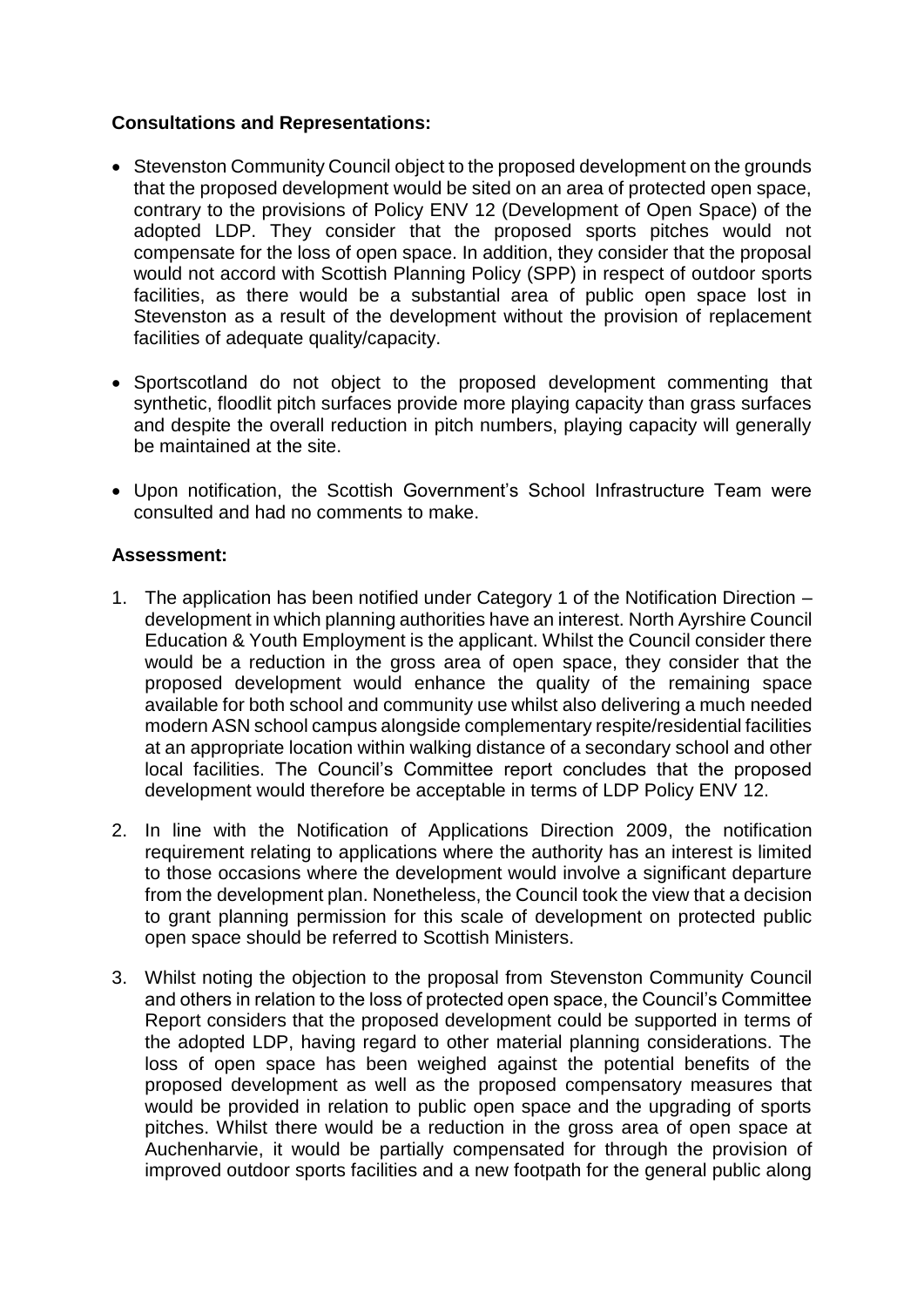**Consultations and Representations:**

- Stevenston Community Council object to the proposed development on the grounds that the proposed development would be sited on an area of protected open space, contrary to the provisions of Policy ENV 12 (Development of Open Space) of the adopted LDP. They consider that the proposed sports pitches would not compensate for the loss of open space. In addition, they consider that the proposal would not accord with Scottish Planning Policy (SPP) in respect of outdoor sports facilities, as there would be a substantial area of public open space lost in Stevenston as a result of the development without the provision of replacement facilities of adequate quality/capacity.

- Sportscotland do not object to the proposed development commenting that synthetic, floodlit pitch surfaces provide more playing capacity than grass surfaces and despite the overall reduction in pitch numbers, playing capacity will generally be maintained at the site.

- Upon notification, the Scottish Government's School Infrastructure Team were consulted and had no comments to make.

**Assessment:**

1. The application has been notified under Category 1 of the Notification Direction – development in which planning authorities have an interest. North Ayrshire Council Education & Youth Employment is the applicant. Whilst the Council consider there would be a reduction in the gross area of open space, they consider that the proposed development would enhance the quality of the remaining space available for both school and community use whilst also delivering a much needed modern ASN school campus alongside complementary respite/residential facilities at an appropriate location within walking distance of a secondary school and other local facilities. The Council's Committee report concludes that the proposed development would therefore be acceptable in terms of LDP Policy ENV 12.

2. In line with the Notification of Applications Direction 2009, the notification requirement relating to applications where the authority has an interest is limited to those occasions where the development would involve a significant departure from the development plan. Nonetheless, the Council took the view that a decision to grant planning permission for this scale of development on protected public open space should be referred to Scottish Ministers.

3. Whilst noting the objection to the proposal from Stevenston Community Council and others in relation to the loss of protected open space, the Council's Committee Report considers that the proposed development could be supported in terms of the adopted LDP, having regard to other material planning considerations. The loss of open space has been weighed against the potential benefits of the proposed development as well as the proposed compensatory measures that would be provided in relation to public open space and the upgrading of sports pitches. Whilst there would be a reduction in the gross area of open space at Auchenharvie, it would be partially compensated for through the provision of improved outdoor sports facilities and a new footpath for the general public along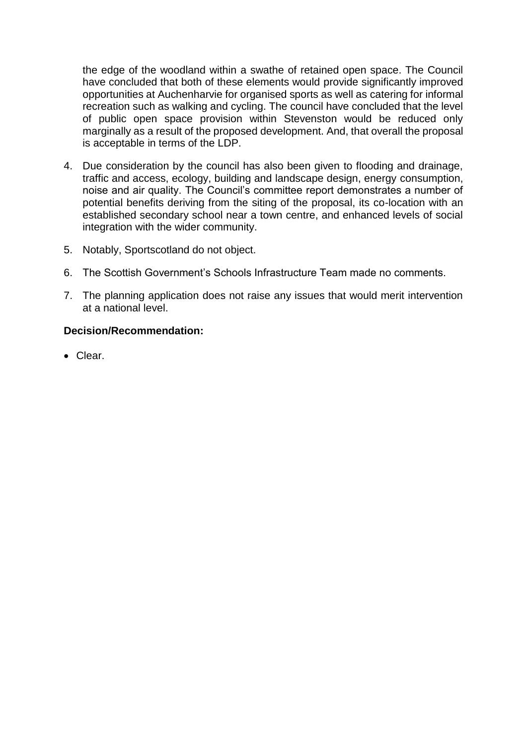the edge of the woodland within a swathe of retained open space. The Council have concluded that both of these elements would provide significantly improved opportunities at Auchenharvie for organised sports as well as catering for informal recreation such as walking and cycling. The council have concluded that the level of public open space provision within Stevenston would be reduced only marginally as a result of the proposed development. And, that overall the proposal is acceptable in terms of the LDP.

4. Due consideration by the council has also been given to flooding and drainage, traffic and access, ecology, building and landscape design, energy consumption, noise and air quality. The Council's committee report demonstrates a number of potential benefits deriving from the siting of the proposal, its co-location with an established secondary school near a town centre, and enhanced levels of social integration with the wider community.
5. Notably, Sportscotland do not object.
6. The Scottish Government's Schools Infrastructure Team made no comments.
7. The planning application does not raise any issues that would merit intervention at a national level.

**Decision/Recommendation:**

- Clear.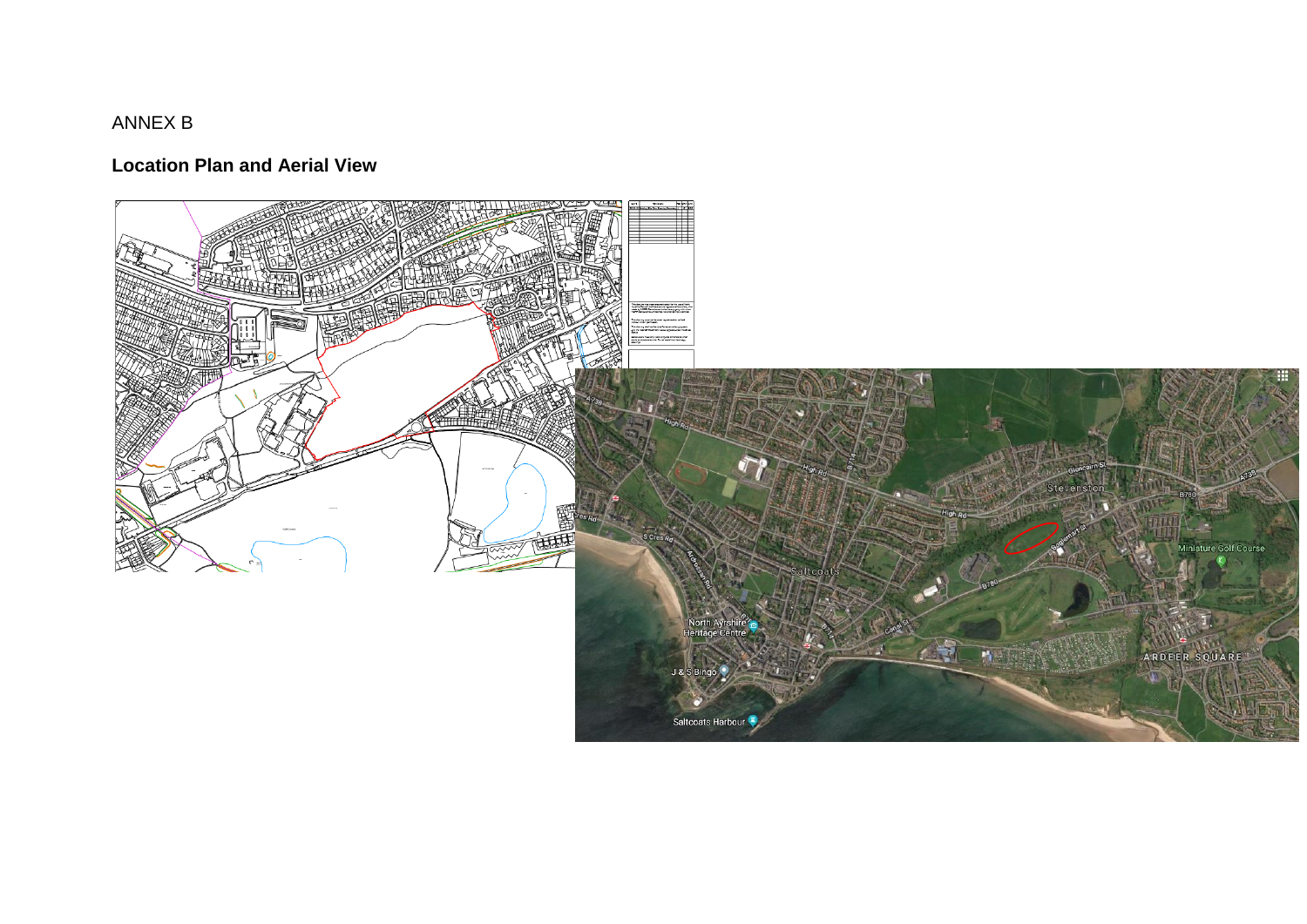ANNEX B

## Location Plan and Aerial View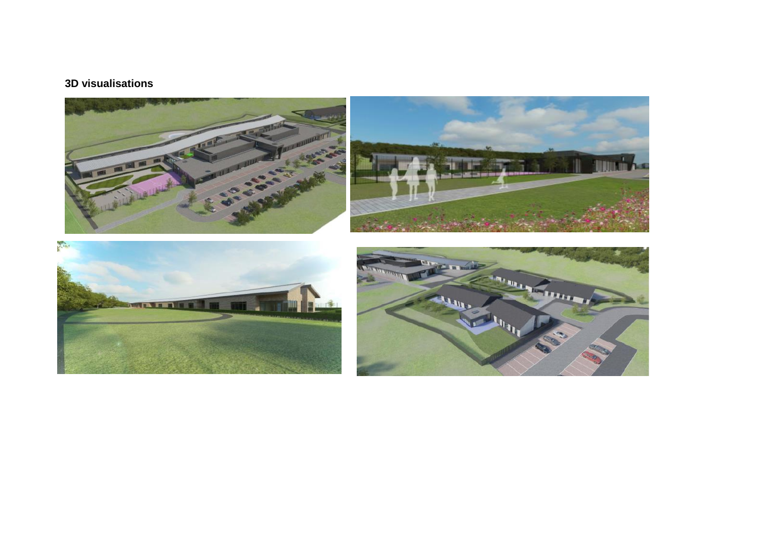**3D visualisations**